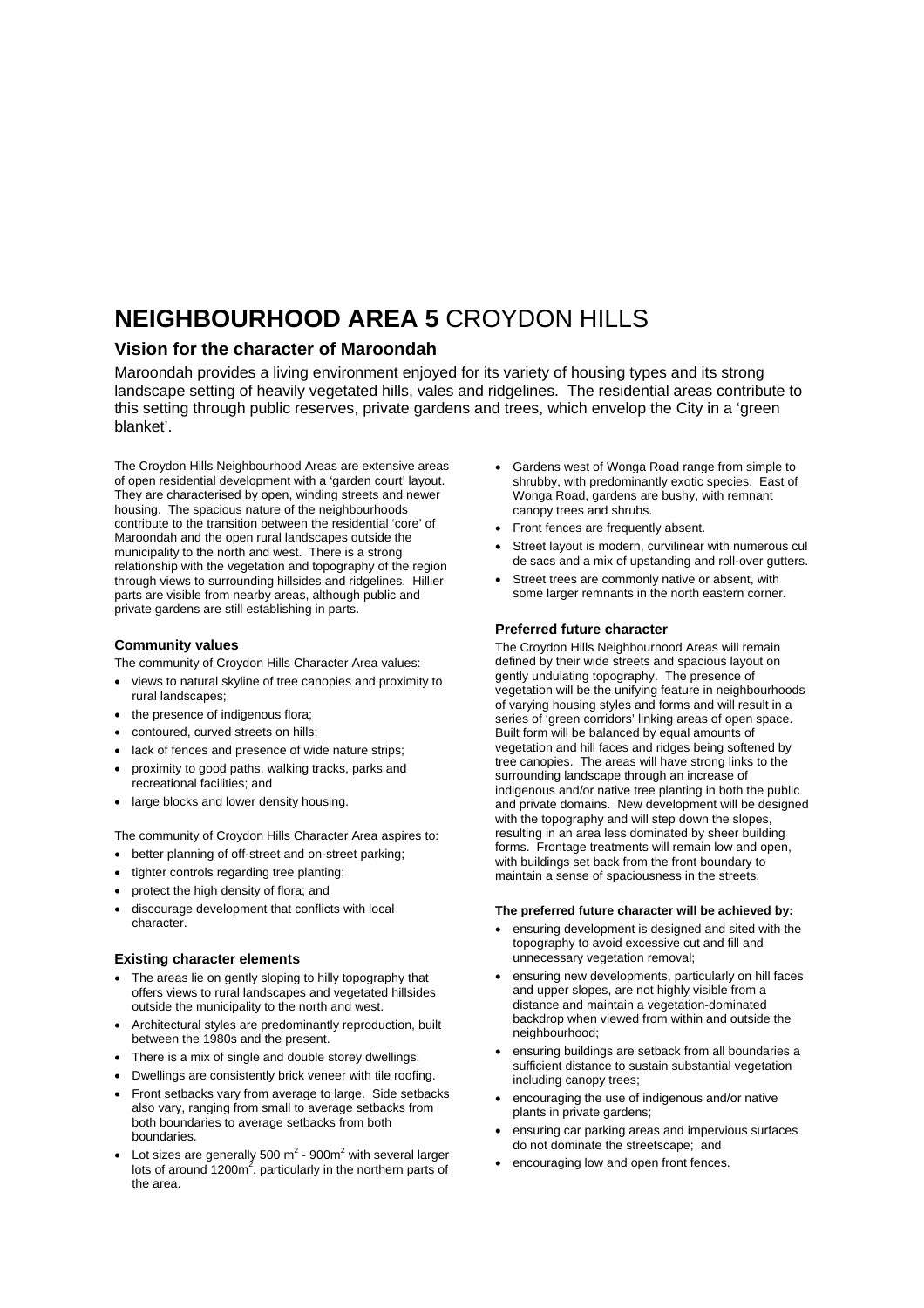# **NEIGHBOURHOOD AREA 5** CROYDON HILLS

## Vision for the character of Maroondah

Maroondah provides a living environment enjoyed for its variety of housing types and its strong landscape setting of heavily vegetated hills, vales and ridgelines. The residential areas contribute to this setting through public reserves, private gardens and trees, which envelop the City in a 'green blanket'.

The Croydon Hills Neighbourhood Areas are extensive areas of open residential development with a 'garden court' layout. They are characterised by open, winding streets and newer housing. The spacious nature of the neighbourhoods contribute to the transition between the residential 'core' of Maroondah and the open rural landscapes outside the municipality to the north and west. There is a strong relationship with the vegetation and topography of the region through views to surrounding hillsides and ridgelines. Hillier parts are visible from nearby areas, although public and private gardens are still establishing in parts.

### Community values

The community of Croydon Hills Character Area values:

- views to natural skyline of tree canopies and proximity to rural landscapes;
- the presence of indigenous flora;
- contoured, curved streets on hills;
- lack of fences and presence of wide nature strips;
- proximity to good paths, walking tracks, parks and recreational facilities; and
- large blocks and lower density housing.

The community of Croydon Hills Character Area aspires to:

- better planning of off-street and on-street parking;
- tighter controls regarding tree planting;
- protect the high density of flora; and
- discourage development that conflicts with local character.

### Existing character elements

- The areas lie on gently sloping to hilly topography that offers views to rural landscapes and vegetated hillsides outside the municipality to the north and west.
- Architectural styles are predominantly reproduction, built between the 1980s and the present.
- There is a mix of single and double storey dwellings.
- Dwellings are consistently brick veneer with tile roofing.
- Front setbacks vary from average to large. Side setbacks also vary, ranging from small to average setbacks from both boundaries to average setbacks from both boundaries.
- Lot sizes are generally 500 $m^2$ - 900$m^2$ with several larger lots of around 1200$m^2$, particularly in the northern parts of the area.
- Gardens west of Wonga Road range from simple to shrubby, with predominantly exotic species. East of Wonga Road, gardens are bushy, with remnant canopy trees and shrubs.
- Front fences are frequently absent.
- Street layout is modern, curvilinear with numerous cul de sacs and a mix of upstanding and roll-over gutters.
- Street trees are commonly native or absent, with some larger remnants in the north eastern corner.

### Preferred future character

The Croydon Hills Neighbourhood Areas will remain defined by their wide streets and spacious layout on gently undulating topography. The presence of vegetation will be the unifying feature in neighbourhoods of varying housing styles and forms and will result in a series of 'green corridors' linking areas of open space. Built form will be balanced by equal amounts of vegetation and hill faces and ridges being softened by tree canopies. The areas will have strong links to the surrounding landscape through an increase of indigenous and/or native tree planting in both the public and private domains. New development will be designed with the topography and will step down the slopes, resulting in an area less dominated by sheer building forms. Frontage treatments will remain low and open, with buildings set back from the front boundary to maintain a sense of spaciousness in the streets.

**The preferred future character will be achieved by:**

- ensuring development is designed and sited with the topography to avoid excessive cut and fill and unnecessary vegetation removal;
- ensuring new developments, particularly on hill faces and upper slopes, are not highly visible from a distance and maintain a vegetation-dominated backdrop when viewed from within and outside the neighbourhood;
- ensuring buildings are setback from all boundaries a sufficient distance to sustain substantial vegetation including canopy trees;
- encouraging the use of indigenous and/or native plants in private gardens;
- ensuring car parking areas and impervious surfaces do not dominate the streetscape; and
- encouraging low and open front fences.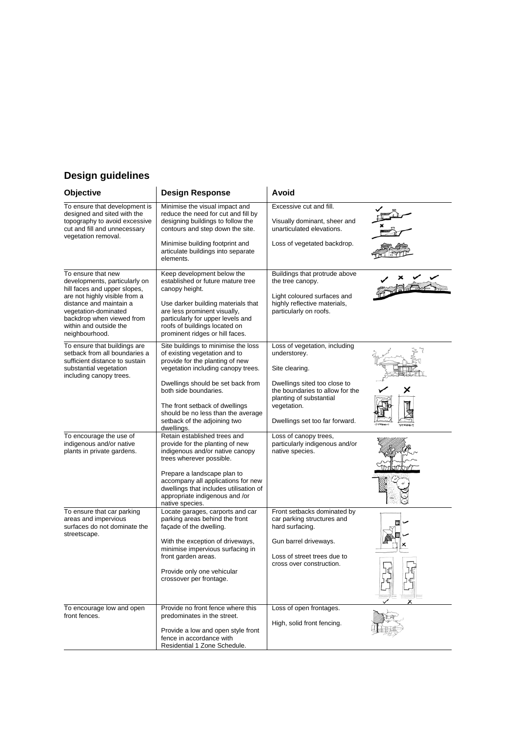## Design guidelines

| Objective | Design Response | Avoid |
|---|---|---|
| To ensure that development is designed and sited with the topography to avoid excessive cut and fill and unnecessary vegetation removal. | Minimise the visual impact and reduce the need for cut and fill by designing buildings to follow the contours and step down the site.<br><br>Minimise building footprint and articulate buildings into separate elements. | Excessive cut and fill.<br><br>Visually dominant, sheer and unarticulated elevations.<br><br>Loss of vegetated backdrop. |
| To ensure that new developments, particularly on hill faces and upper slopes, are not highly visible from a distance and maintain a vegetation-dominated backdrop when viewed from within and outside the neighbourhood. | Keep development below the established or future mature tree canopy height.<br><br>Use darker building materials that are less prominent visually, particularly for upper levels and roofs of buildings located on prominent ridges or hill faces. | Buildings that protrude above the tree canopy.<br><br>Light coloured surfaces and highly reflective materials, particularly on roofs. |
| To ensure that buildings are setback from all boundaries a sufficient distance to sustain substantial vegetation including canopy trees. | Site buildings to minimise the loss of existing vegetation and to provide for the planting of new vegetation including canopy trees.<br><br>Dwellings should be set back from both side boundaries.<br><br>The front setback of dwellings should be no less than the average setback of the adjoining two dwellings. | Loss of vegetation, including understorey.<br><br>Site clearing.<br><br>Dwellings sited too close to the boundaries to allow for the planting of substantial vegetation.<br><br>Dwellings set too far forward. |
| To encourage the use of indigenous and/or native plants in private gardens. | Retain established trees and provide for the planting of new indigenous and/or native canopy trees wherever possible.<br><br>Prepare a landscape plan to accompany all applications for new dwellings that includes utilisation of appropriate indigenous and /or native species. | Loss of canopy trees, particularly indigenous and/or native species. |
| To ensure that car parking areas and impervious surfaces do not dominate the streetscape. | Locate garages, carports and car parking areas behind the front façade of the dwelling.<br><br>With the exception of driveways, minimise impervious surfacing in front garden areas.<br><br>Provide only one vehicular crossover per frontage. | Front setbacks dominated by car parking structures and hard surfacing.<br><br>Gun barrel driveways.<br><br>Loss of street trees due to cross over construction. |
| To encourage low and open front fences. | Provide no front fence where this predominates in the street.<br><br>Provide a low and open style front fence in accordance with Residential 1 Zone Schedule. | Loss of open frontages.<br><br>High, solid front fencing. |